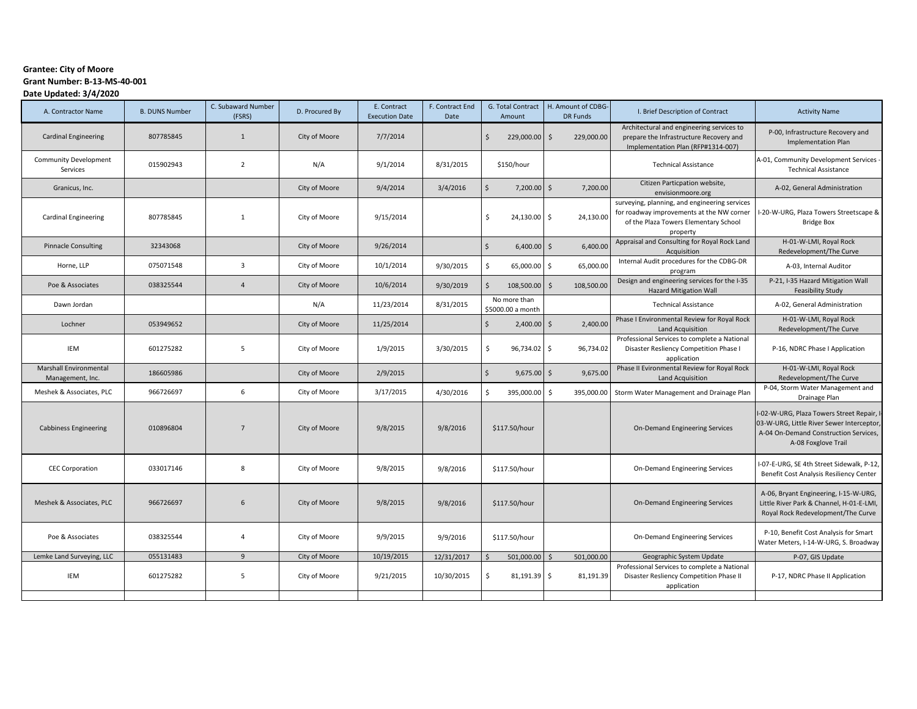**Grantee: City of Moore**
**Grant Number: B-13-MS-40-001**
**Date Updated: 3/4/2020**

| A. Contractor Name | B. DUNS Number | C. Subaward Number (FSRS) | D. Procured By | E. Contract Execution Date | F. Contract End Date | G. Total Contract Amount | H. Amount of CDBG-DR Funds | I. Brief Description of Contract | Activity Name |
|---|---|---|---|---|---|---|---|---|---|
| Cardinal Engineering | 807785845 | 1 | City of Moore | 7/7/2014 | | $ 229,000.00 | $ 229,000.00 | Architectural and engineering services to prepare the Infrastructure Recovery and Implementation Plan (RFP#1314-007) | P-00, Infrastructure Recovery and Implementation Plan |
| Community Development Services | 015902943 | 2 | N/A | 9/1/2014 | 8/31/2015 | $150/hour | | Technical Assistance | A-01, Community Development Services - Technical Assistance |
| Granicus, Inc. | | | City of Moore | 9/4/2014 | 3/4/2016 | $ 7,200.00 | $ 7,200.00 | Citizen Particpation website, envisionmoore.org | A-02, General Administration |
| Cardinal Engineering | 807785845 | 1 | City of Moore | 9/15/2014 | | $ 24,130.00 | $ 24,130.00 | surveying, planning, and engineering services for roadway improvements at the NW corner of the Plaza Towers Elementary School property | I-20-W-URG, Plaza Towers Streetscape & Bridge Box |
| Pinnacle Consulting | 32343068 | | City of Moore | 9/26/2014 | | $ 6,400.00 | $ 6,400.00 | Appraisal and Consulting for Royal Rock Land Acquisition | H-01-W-LMI, Royal Rock Redevelopment/The Curve |
| Horne, LLP | 075071548 | 3 | City of Moore | 10/1/2014 | 9/30/2015 | $ 65,000.00 | $ 65,000.00 | Internal Audit procedures for the CDBG-DR program | A-03, Internal Auditor |
| Poe & Associates | 038325544 | 4 | City of Moore | 10/6/2014 | 9/30/2019 | $ 108,500.00 | $ 108,500.00 | Design and engineering services for the I-35 Hazard Mitigation Wall | P-21, I-35 Hazard Mitigation Wall Feasibility Study |
| Dawn Jordan | | | N/A | 11/23/2014 | 8/31/2015 | No more than $5000.00 a month | | Technical Assistance | A-02, General Administration |
| Lochner | 053949652 | | City of Moore | 11/25/2014 | | $ 2,400.00 | $ 2,400.00 | Phase I Environmental Review for Royal Rock Land Acquisition | H-01-W-LMI, Royal Rock Redevelopment/The Curve |
| IEM | 601275282 | 5 | City of Moore | 1/9/2015 | 3/30/2015 | $ 96,734.02 | $ 96,734.02 | Professional Services to complete a National Disaster Resliency Competition Phase I application | P-16, NDRC Phase I Application |
| Marshall Environmental Management, Inc. | 186605986 | | City of Moore | 2/9/2015 | | $ 9,675.00 | $ 9,675.00 | Phase II Evironmental Review for Royal Rock Land Acquisition | H-01-W-LMI, Royal Rock Redevelopment/The Curve |
| Meshek & Associates, PLC | 966726697 | 6 | City of Moore | 3/17/2015 | 4/30/2016 | $ 395,000.00 | $ 395,000.00 | Storm Water Management and Drainage Plan | P-04, Storm Water Management and Drainage Plan |
| Cabbiness Engineering | 010896804 | 7 | City of Moore | 9/8/2015 | 9/8/2016 | $117.50/hour | | On-Demand Engineering Services | I-02-W-URG, Plaza Towers Street Repair, I-03-W-URG, Little River Sewer Interceptor, A-04 On-Demand Construction Services, A-08 Foxglove Trail |
| CEC Corporation | 033017146 | 8 | City of Moore | 9/8/2015 | 9/8/2016 | $117.50/hour | | On-Demand Engineering Services | I-07-E-URG, SE 4th Street Sidewalk, P-12, Benefit Cost Analysis Resiliency Center |
| Meshek & Associates, PLC | 966726697 | 6 | City of Moore | 9/8/2015 | 9/8/2016 | $117.50/hour | | On-Demand Engineering Services | A-06, Bryant Engineering, I-15-W-URG, Little River Park & Channel, H-01-E-LMI, Royal Rock Redevelopment/The Curve |
| Poe & Associates | 038325544 | 4 | City of Moore | 9/9/2015 | 9/9/2016 | $117.50/hour | | On-Demand Engineering Services | P-10, Benefit Cost Analysis for Smart Water Meters, I-14-W-URG, S. Broadway |
| Lemke Land Surveying, LLC | 055131483 | 9 | City of Moore | 10/19/2015 | 12/31/2017 | $ 501,000.00 | $ 501,000.00 | Geographic System Update | P-07, GIS Update |
| IEM | 601275282 | 5 | City of Moore | 9/21/2015 | 10/30/2015 | $ 81,191.39 | $ 81,191.39 | Professional Services to complete a National Disaster Resliency Competition Phase II application | P-17, NDRC Phase II Application |
| | | | | | | | | | |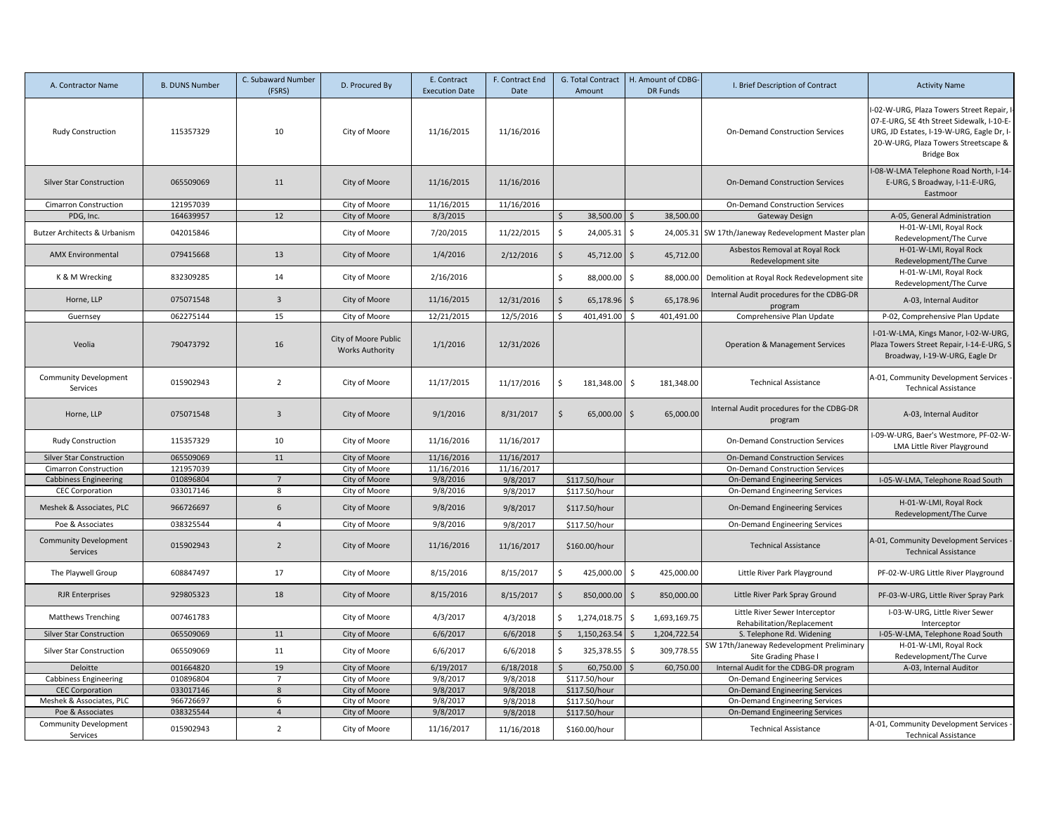| A. Contractor Name | B. DUNS Number | C. Subaward Number (FSRS) | D. Procured By | E. Contract Execution Date | F. Contract End Date | G. Total Contract Amount | H. Amount of CDBG-DR Funds | I. Brief Description of Contract | Activity Name |
|---|---|---|---|---|---|---|---|---|---|
| Rudy Construction | 115357329 | 10 | City of Moore | 11/16/2015 | 11/16/2016 | | | On-Demand Construction Services | I-02-W-URG, Plaza Towers Street Repair, I-07-E-URG, SE 4th Street Sidewalk, I-10-E-URG, JD Estates, I-19-W-URG, Eagle Dr, I-20-W-URG, Plaza Towers Streetscape & Bridge Box |
| Silver Star Construction | 065509069 | 11 | City of Moore | 11/16/2015 | 11/16/2016 | | | On-Demand Construction Services | I-08-W-LMA Telephone Road North, I-14-E-URG, S Broadway, I-11-E-URG, Eastmoor |
| Cimarron Construction | 121957039 | | City of Moore | 11/16/2015 | 11/16/2016 | | | On-Demand Construction Services | |
| PDG, Inc. | 164639957 | 12 | City of Moore | 8/3/2015 | | $ 38,500.00 | $ 38,500.00 | Gateway Design | A-05, General Administration |
| Butzer Architects & Urbanism | 042015846 | | City of Moore | 7/20/2015 | 11/22/2015 | $ 24,005.31 | $ 24,005.31 | SW 17th/Janeway Redevelopment Master plan | H-01-W-LMI, Royal Rock Redevelopment/The Curve |
| AMX Environmental | 079415668 | 13 | City of Moore | 1/4/2016 | 2/12/2016 | $ 45,712.00 | $ 45,712.00 | Asbestos Removal at Royal Rock Redevelopment site | H-01-W-LMI, Royal Rock Redevelopment/The Curve |
| K & M Wrecking | 832309285 | 14 | City of Moore | 2/16/2016 | | $ 88,000.00 | $ 88,000.00 | Demolition at Royal Rock Redevelopment site | H-01-W-LMI, Royal Rock Redevelopment/The Curve |
| Horne, LLP | 075071548 | 3 | City of Moore | 11/16/2015 | 12/31/2016 | $ 65,178.96 | $ 65,178.96 | Internal Audit procedures for the CDBG-DR program | A-03, Internal Auditor |
| Guernsey | 062275144 | 15 | City of Moore | 12/21/2015 | 12/5/2016 | $ 401,491.00 | $ 401,491.00 | Comprehensive Plan Update | P-02, Comprehensive Plan Update |
| Veolia | 790473792 | 16 | City of Moore Public Works Authority | 1/1/2016 | 12/31/2026 | | | Operation & Management Services | I-01-W-LMA, Kings Manor, I-02-W-URG, Plaza Towers Street Repair, I-14-E-URG, S Broadway, I-19-W-URG, Eagle Dr |
| Community Development Services | 015902943 | 2 | City of Moore | 11/17/2015 | 11/17/2016 | $ 181,348.00 | $ 181,348.00 | Technical Assistance | A-01, Community Development Services - Technical Assistance |
| Horne, LLP | 075071548 | 3 | City of Moore | 9/1/2016 | 8/31/2017 | $ 65,000.00 | $ 65,000.00 | Internal Audit procedures for the CDBG-DR program | A-03, Internal Auditor |
| Rudy Construction | 115357329 | 10 | City of Moore | 11/16/2016 | 11/16/2017 | | | On-Demand Construction Services | I-09-W-URG, Baer's Westmore, PF-02-W-LMA Little River Playground |
| Silver Star Construction | 065509069 | 11 | City of Moore | 11/16/2016 | 11/16/2017 | | | On-Demand Construction Services | |
| Cimarron Construction | 121957039 | | City of Moore | 11/16/2016 | 11/16/2017 | | | On-Demand Construction Services | |
| Cabbiness Engineering | 010896804 | 7 | City of Moore | 9/8/2016 | 9/8/2017 | $117.50/hour | | On-Demand Engineering Services | I-05-W-LMA, Telephone Road South |
| CEC Corporation | 033017146 | 8 | City of Moore | 9/8/2016 | 9/8/2017 | $117.50/hour | | On-Demand Engineering Services | |
| Meshek & Associates, PLC | 966726697 | 6 | City of Moore | 9/8/2016 | 9/8/2017 | $117.50/hour | | On-Demand Engineering Services | H-01-W-LMI, Royal Rock Redevelopment/The Curve |
| Poe & Associates | 038325544 | 4 | City of Moore | 9/8/2016 | 9/8/2017 | $117.50/hour | | On-Demand Engineering Services | |
| Community Development Services | 015902943 | 2 | City of Moore | 11/16/2016 | 11/16/2017 | $160.00/hour | | Technical Assistance | A-01, Community Development Services - Technical Assistance |
| The Playwell Group | 608847497 | 17 | City of Moore | 8/15/2016 | 8/15/2017 | $ 425,000.00 | $ 425,000.00 | Little River Park Playground | PF-02-W-URG Little River Playground |
| RJR Enterprises | 929805323 | 18 | City of Moore | 8/15/2016 | 8/15/2017 | $ 850,000.00 | $ 850,000.00 | Little River Park Spray Ground | PF-03-W-URG, Little River Spray Park |
| Matthews Trenching | 007461783 | | City of Moore | 4/3/2017 | 4/3/2018 | $ 1,274,018.75 | $ 1,693,169.75 | Little River Sewer Interceptor Rehabilitation/Replacement | I-03-W-URG, Little River Sewer Interceptor |
| Silver Star Construction | 065509069 | 11 | City of Moore | 6/6/2017 | 6/6/2018 | $ 1,150,263.54 | $ 1,204,722.54 | S. Telephone Rd. Widening | I-05-W-LMA, Telephone Road South |
| Silver Star Construction | 065509069 | 11 | City of Moore | 6/6/2017 | 6/6/2018 | $ 325,378.55 | $ 309,778.55 | SW 17th/Janeway Redevelopment Preliminary Site Grading Phase I | H-01-W-LMI, Royal Rock Redevelopment/The Curve |
| Deloitte | 001664820 | 19 | City of Moore | 6/19/2017 | 6/18/2018 | $ 60,750.00 | $ 60,750.00 | Internal Audit for the CDBG-DR program | A-03, Internal Auditor |
| Cabbiness Engineering | 010896804 | 7 | City of Moore | 9/8/2017 | 9/8/2018 | $117.50/hour | | On-Demand Engineering Services | |
| CEC Corporation | 033017146 | 8 | City of Moore | 9/8/2017 | 9/8/2018 | $117.50/hour | | On-Demand Engineering Services | |
| Meshek & Associates, PLC | 966726697 | 6 | City of Moore | 9/8/2017 | 9/8/2018 | $117.50/hour | | On-Demand Engineering Services | |
| Poe & Associates | 038325544 | 4 | City of Moore | 9/8/2017 | 9/8/2018 | $117.50/hour | | On-Demand Engineering Services | |
| Community Development Services | 015902943 | 2 | City of Moore | 11/16/2017 | 11/16/2018 | $160.00/hour | | Technical Assistance | A-01, Community Development Services - Technical Assistance |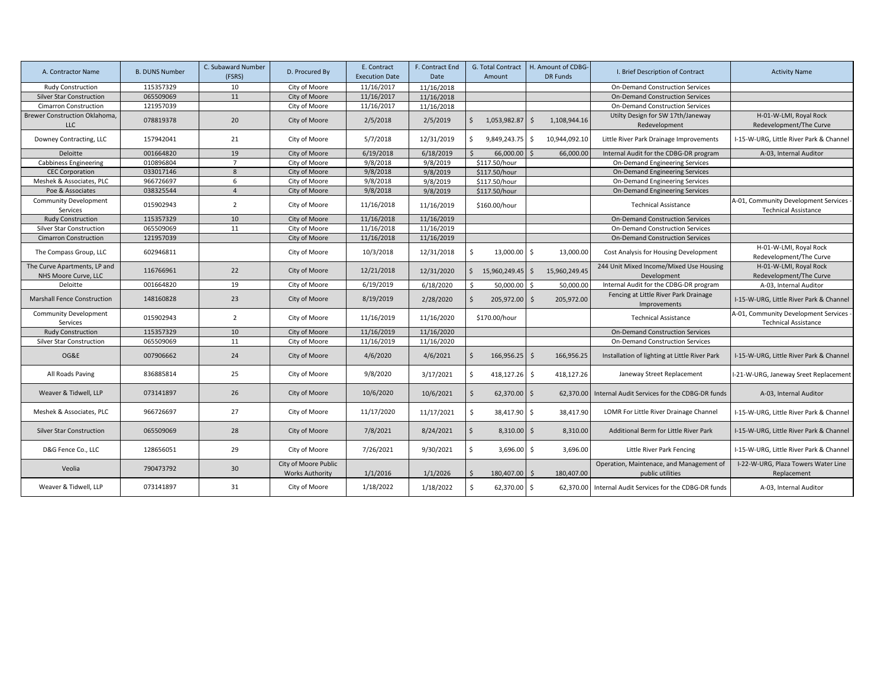| A. Contractor Name | B. DUNS Number | C. Subaward Number (FSRS) | D. Procured By | E. Contract Execution Date | F. Contract End Date | G. Total Contract Amount | H. Amount of CDBG-DR Funds | I. Brief Description of Contract | Activity Name |
|---|---|---|---|---|---|---|---|---|---|
| Rudy Construction | 115357329 | 10 | City of Moore | 11/16/2017 | 11/16/2018 | | | On-Demand Construction Services | |
| Silver Star Construction | 065509069 | 11 | City of Moore | 11/16/2017 | 11/16/2018 | | | On-Demand Construction Services | |
| Cimarron Construction | 121957039 | | City of Moore | 11/16/2017 | 11/16/2018 | | | On-Demand Construction Services | |
| Brewer Construction Oklahoma, LLC | 078819378 | 20 | City of Moore | 2/5/2018 | 2/5/2019 | $ 1,053,982.87 | $ 1,108,944.16 | Utilty Design for SW 17th/Janeway Redevelopment | H-01-W-LMI, Royal Rock Redevelopment/The Curve |
| Downey Contracting, LLC | 157942041 | 21 | City of Moore | 5/7/2018 | 12/31/2019 | $ 9,849,243.75 | $ 10,944,092.10 | Little River Park Drainage Improvements | I-15-W-URG, Little River Park & Channel |
| Deloitte | 001664820 | 19 | City of Moore | 6/19/2018 | 6/18/2019 | $ 66,000.00 | $ 66,000.00 | Internal Audit for the CDBG-DR program | A-03, Internal Auditor |
| Cabbiness Engineering | 010896804 | 7 | City of Moore | 9/8/2018 | 9/8/2019 | $117.50/hour | | On-Demand Engineering Services | |
| CEC Corporation | 033017146 | 8 | City of Moore | 9/8/2018 | 9/8/2019 | $117.50/hour | | On-Demand Engineering Services | |
| Meshek & Associates, PLC | 966726697 | 6 | City of Moore | 9/8/2018 | 9/8/2019 | $117.50/hour | | On-Demand Engineering Services | |
| Poe & Associates | 038325544 | 4 | City of Moore | 9/8/2018 | 9/8/2019 | $117.50/hour | | On-Demand Engineering Services | |
| Community Development Services | 015902943 | 2 | City of Moore | 11/16/2018 | 11/16/2019 | $160.00/hour | | Technical Assistance | A-01, Community Development Services - Technical Assistance |
| Rudy Construction | 115357329 | 10 | City of Moore | 11/16/2018 | 11/16/2019 | | | On-Demand Construction Services | |
| Silver Star Construction | 065509069 | 11 | City of Moore | 11/16/2018 | 11/16/2019 | | | On-Demand Construction Services | |
| Cimarron Construction | 121957039 | | City of Moore | 11/16/2018 | 11/16/2019 | | | On-Demand Construction Services | |
| The Compass Group, LLC | 602946811 | | City of Moore | 10/3/2018 | 12/31/2018 | $ 13,000.00 | $ 13,000.00 | Cost Analysis for Housing Development | H-01-W-LMI, Royal Rock Redevelopment/The Curve |
| The Curve Apartments, LP and NHS Moore Curve, LLC | 116766961 | 22 | City of Moore | 12/21/2018 | 12/31/2020 | $ 15,960,249.45 | $ 15,960,249.45 | 244 Unit Mixed Income/Mixed Use Housing Development | H-01-W-LMI, Royal Rock Redevelopment/The Curve |
| Deloitte | 001664820 | 19 | City of Moore | 6/19/2019 | 6/18/2020 | $ 50,000.00 | $ 50,000.00 | Internal Audit for the CDBG-DR program | A-03, Internal Auditor |
| Marshall Fence Construction | 148160828 | 23 | City of Moore | 8/19/2019 | 2/28/2020 | $ 205,972.00 | $ 205,972.00 | Fencing at Little River Park Drainage Improvements | I-15-W-URG, Little River Park & Channel |
| Community Development Services | 015902943 | 2 | City of Moore | 11/16/2019 | 11/16/2020 | $170.00/hour | | Technical Assistance | A-01, Community Development Services - Technical Assistance |
| Rudy Construction | 115357329 | 10 | City of Moore | 11/16/2019 | 11/16/2020 | | | On-Demand Construction Services | |
| Silver Star Construction | 065509069 | 11 | City of Moore | 11/16/2019 | 11/16/2020 | | | On-Demand Construction Services | |
| OG&E | 007906662 | 24 | City of Moore | 4/6/2020 | 4/6/2021 | $ 166,956.25 | $ 166,956.25 | Installation of lighting at Little River Park | I-15-W-URG, Little River Park & Channel |
| All Roads Paving | 836885814 | 25 | City of Moore | 9/8/2020 | 3/17/2021 | $ 418,127.26 | $ 418,127.26 | Janeway Street Replacement | I-21-W-URG, Janeway Sreet Replacement |
| Weaver & Tidwell, LLP | 073141897 | 26 | City of Moore | 10/6/2020 | 10/6/2021 | $ 62,370.00 | $ 62,370.00 | Internal Audit Services for the CDBG-DR funds | A-03, Internal Auditor |
| Meshek & Associates, PLC | 966726697 | 27 | City of Moore | 11/17/2020 | 11/17/2021 | $ 38,417.90 | $ 38,417.90 | LOMR For Little River Drainage Channel | I-15-W-URG, Little River Park & Channel |
| Silver Star Construction | 065509069 | 28 | City of Moore | 7/8/2021 | 8/24/2021 | $ 8,310.00 | $ 8,310.00 | Additional Berm for Little River Park | I-15-W-URG, Little River Park & Channel |
| D&G Fence Co., LLC | 128656051 | 29 | City of Moore | 7/26/2021 | 9/30/2021 | $ 3,696.00 | $ 3,696.00 | Little River Park Fencing | I-15-W-URG, Little River Park & Channel |
| Veolia | 790473792 | 30 | City of Moore Public Works Authority | 1/1/2016 | 1/1/2026 | $ 180,407.00 | $ 180,407.00 | Operation, Maintenace, and Management of public utilities | I-22-W-URG, Plaza Towers Water Line Replacement |
| Weaver & Tidwell, LLP | 073141897 | 31 | City of Moore | 1/18/2022 | 1/18/2022 | $ 62,370.00 | $ 62,370.00 | Internal Audit Services for the CDBG-DR funds | A-03, Internal Auditor |